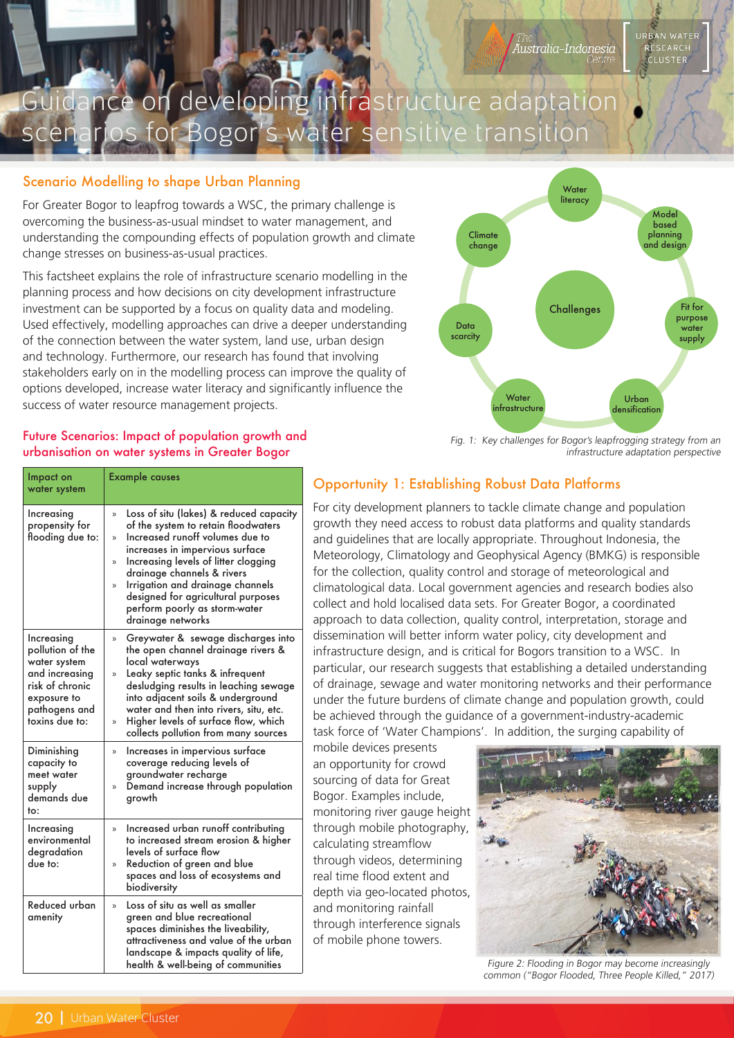# Guidance on developing infrastructure adaptation scenarios for Bogor's water sensitive transition

## Scenario Modelling to shape Urban Planning

For Greater Bogor to leapfrog towards a WSC, the primary challenge is overcoming the business-as-usual mindset to water management, and understanding the compounding effects of population growth and climate change stresses on business-as-usual practices.

This factsheet explains the role of infrastructure scenario modelling in the planning process and how decisions on city development infrastructure investment can be supported by a focus on quality data and modeling. Used effectively, modelling approaches can drive a deeper understanding of the connection between the water system, land use, urban design and technology. Furthermore, our research has found that involving stakeholders early on in the modelling process can improve the quality of options developed, increase water literacy and significantly influence the success of water resource management projects.

Fig. 1: Key challenges for Bogor's leapfrogging strategy from an infrastructure adaptation perspective

### Future Scenarios: Impact of population growth and urbanisation on water systems in Greater Bogor

| Impact on water system | Example causes |
|---|---|
| Increasing propensity for flooding due to: | » Loss of situ (lakes) & reduced capacity of the system to retain floodwaters<br>» Increased runoff volumes due to increases in impervious surface<br>» Increasing levels of litter clogging drainage channels & rivers<br>» Irrigation and drainage channels designed for agricultural purposes perform poorly as storm-water drainage networks |
| Increasing pollution of the water system and increasing risk of chronic exposure to pathogens and toxins due to: | » Greywater & sewage discharges into the open channel drainage rivers & local waterways<br>» Leaky septic tanks & infrequent desludging results in leaching sewage into adjacent soils & underground water and then into rivers, situ, etc.<br>» Higher levels of surface flow, which collects pollution from many sources |
| Diminishing capacity to meet water supply demands due to: | » Increases in impervious surface coverage reducing levels of groundwater recharge<br>» Demand increase through population growth |
| Increasing environmental degradation due to: | » Increased urban runoff contributing to increased stream erosion & higher levels of surface flow<br>» Reduction of green and blue spaces and loss of ecosystems and biodiversity |
| Reduced urban amenity | » Loss of situ as well as smaller green and blue recreational spaces diminishes the liveability, attractiveness and value of the urban landscape & impacts quality of life, health & well-being of communities |

## Opportunity 1: Establishing Robust Data Platforms

For city development planners to tackle climate change and population growth they need access to robust data platforms and quality standards and guidelines that are locally appropriate. Throughout Indonesia, the Meteorology, Climatology and Geophysical Agency (BMKG) is responsible for the collection, quality control and storage of meteorological and climatological data. Local government agencies and research bodies also collect and hold localised data sets. For Greater Bogor, a coordinated approach to data collection, quality control, interpretation, storage and dissemination will better inform water policy, city development and infrastructure design, and is critical for Bogors transition to a WSC. In particular, our research suggests that establishing a detailed understanding of drainage, sewage and water monitoring networks and their performance under the future burdens of climate change and population growth, could be achieved through the guidance of a government-industry-academic task force of 'Water Champions'. In addition, the surging capability of mobile devices presents an opportunity for crowd sourcing of data for Great Bogor. Examples include, monitoring river gauge height through mobile photography, calculating streamflow through videos, determining real time flood extent and depth via geo-located photos, and monitoring rainfall through interference signals of mobile phone towers.

*Figure 2: Flooding in Bogor may become increasingly common ("Bogor Flooded, Three People Killed," 2017)*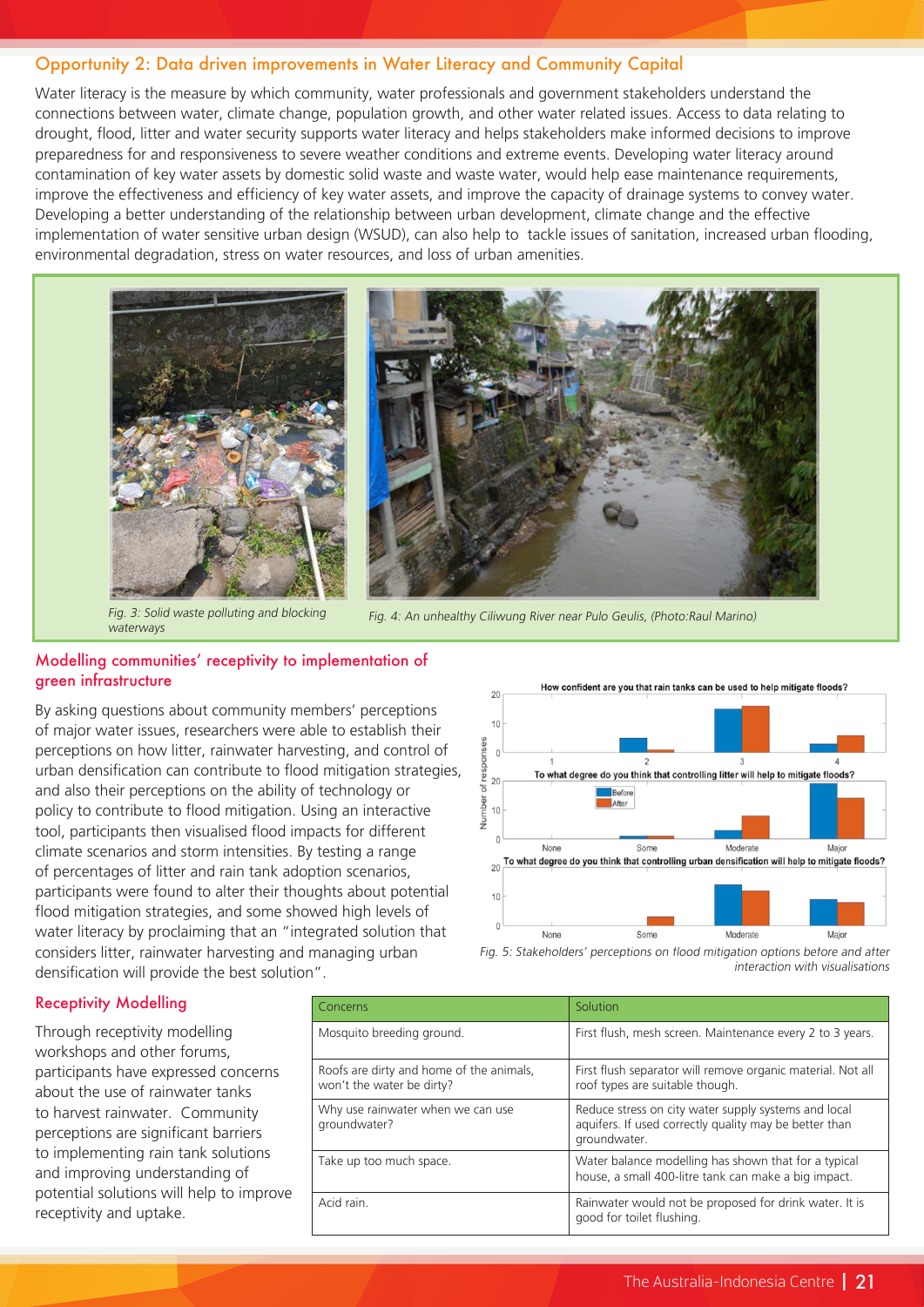## Opportunity 2: Data driven improvements in Water Literacy and Community Capital

Water literacy is the measure by which community, water professionals and government stakeholders understand the connections between water, climate change, population growth, and other water related issues. Access to data relating to drought, flood, litter and water security supports water literacy and helps stakeholders make informed decisions to improve preparedness for and responsiveness to severe weather conditions and extreme events. Developing water literacy around contamination of key water assets by domestic solid waste and waste water, would help ease maintenance requirements, improve the effectiveness and efficiency of key water assets, and improve the capacity of drainage systems to convey water. Developing a better understanding of the relationship between urban development, climate change and the effective implementation of water sensitive urban design (WSUD), can also help to tackle issues of sanitation, increased urban flooding, environmental degradation, stress on water resources, and loss of urban amenities.

*Fig. 3: Solid waste polluting and blocking waterways*

*Fig. 4: An unhealthy Ciliwung River near Pulo Geulis, (Photo:Raul Marino)*

### Modelling communities' receptivity to implementation of green infrastructure

By asking questions about community members' perceptions of major water issues, researchers were able to establish their perceptions on how litter, rainwater harvesting, and control of urban densification can contribute to flood mitigation strategies, and also their perceptions on the ability of technology or policy to contribute to flood mitigation. Using an interactive tool, participants then visualised flood impacts for different climate scenarios and storm intensities. By testing a range of percentages of litter and rain tank adoption scenarios, participants were found to alter their thoughts about potential flood mitigation strategies, and some showed high levels of water literacy by proclaiming that an "integrated solution that considers litter, rainwater harvesting and managing urban densification will provide the best solution".

*Fig. 5: Stakeholders' perceptions on flood mitigation options before and after interaction with visualisations*

### Receptivity Modelling

Through receptivity modelling workshops and other forums, participants have expressed concerns about the use of rainwater tanks to harvest rainwater. Community perceptions are significant barriers to implementing rain tank solutions and improving understanding of potential solutions will help to improve receptivity and uptake.

| Concerns | Solution |
| --- | --- |
| Mosquito breeding ground. | First flush, mesh screen. Maintenance every 2 to 3 years. |
| Roofs are dirty and home of the animals, won't the water be dirty? | First flush separator will remove organic material. Not all roof types are suitable though. |
| Why use rainwater when we can use groundwater? | Reduce stress on city water supply systems and local aquifers. If used correctly quality may be better than groundwater. |
| Take up too much space. | Water balance modelling has shown that for a typical house, a small 400-litre tank can make a big impact. |
| Acid rain. | Rainwater would not be proposed for drink water. It is good for toilet flushing. |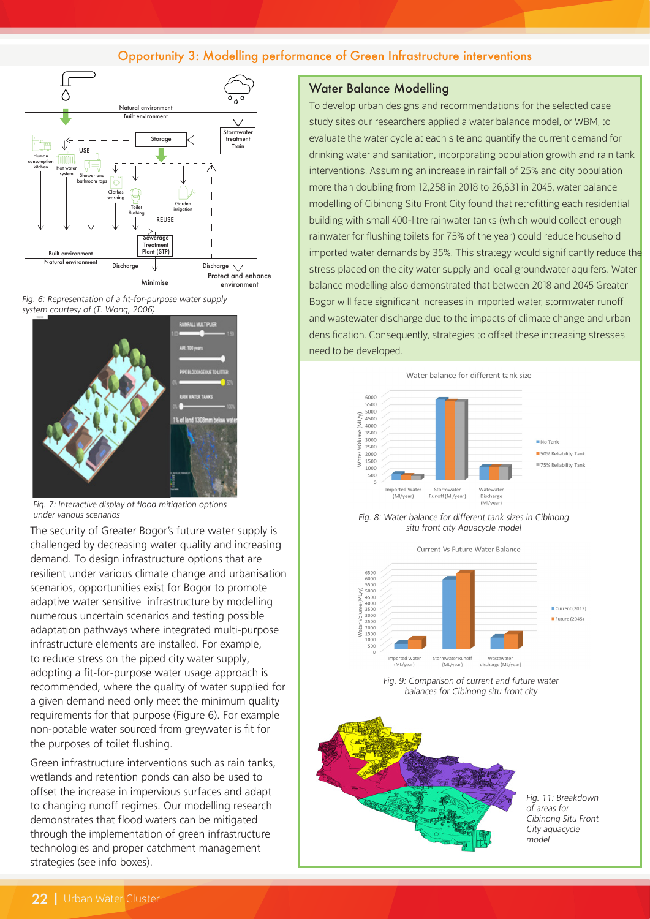## Opportunity 3: Modelling performance of Green Infrastructure interventions

*Fig. 6: Representation of a fit-for-purpose water supply system courtesy of (T. Wong, 2006)*

*Fig. 7: Interactive display of flood mitigation options under various scenarios*

The security of Greater Bogor's future water supply is challenged by decreasing water quality and increasing demand. To design infrastructure options that are resilient under various climate change and urbanisation scenarios, opportunities exist for Bogor to promote adaptive water sensitive infrastructure by modelling numerous uncertain scenarios and testing possible adaptation pathways where integrated multi-purpose infrastructure elements are installed. For example, to reduce stress on the piped city water supply, adopting a fit-for-purpose water usage approach is recommended, where the quality of water supplied for a given demand need only meet the minimum quality requirements for that purpose (Figure 6). For example non-potable water sourced from greywater is fit for the purposes of toilet flushing.

Green infrastructure interventions such as rain tanks, wetlands and retention ponds can also be used to offset the increase in impervious surfaces and adapt to changing runoff regimes. Our modelling research demonstrates that flood waters can be mitigated through the implementation of green infrastructure technologies and proper catchment management strategies (see info boxes).

### Water Balance Modelling

To develop urban designs and recommendations for the selected case study sites our researchers applied a water balance model, or WBM, to evaluate the water cycle at each site and quantify the current demand for drinking water and sanitation, incorporating population growth and rain tank interventions. Assuming an increase in rainfall of 25% and city population more than doubling from 12,258 in 2018 to 26,631 in 2045, water balance modelling of Cibinong Situ Front City found that retrofitting each residential building with small 400-litre rainwater tanks (which would collect enough rainwater for flushing toilets for 75% of the year) could reduce household imported water demands by 35%. This strategy would significantly reduce the stress placed on the city water supply and local groundwater aquifers. Water balance modelling also demonstrated that between 2018 and 2045 Greater Bogor will face significant increases in imported water, stormwater runoff and wastewater discharge due to the impacts of climate change and urban densification. Consequently, strategies to offset these increasing stresses need to be developed.

*Fig. 8: Water balance for different tank sizes in Cibinong situ front city Aquacycle model*

*Fig. 9: Comparison of current and future water balances for Cibinong situ front city*

*Fig. 11: Breakdown of areas for Cibinong Situ Front City aquacycle model*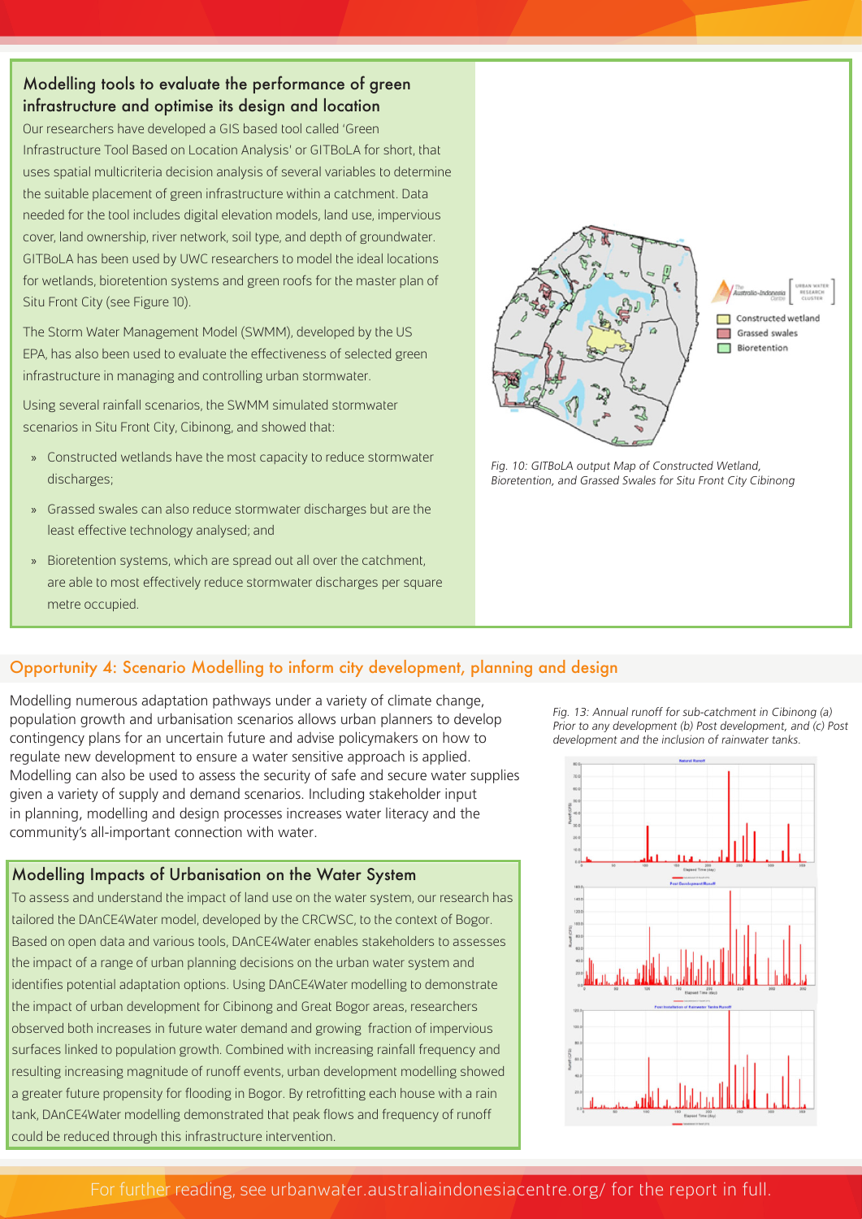## Modelling tools to evaluate the performance of green infrastructure and optimise its design and location

Our researchers have developed a GIS based tool called 'Green Infrastructure Tool Based on Location Analysis' or GITBoLA for short, that uses spatial multicriteria decision analysis of several variables to determine the suitable placement of green infrastructure within a catchment. Data needed for the tool includes digital elevation models, land use, impervious cover, land ownership, river network, soil type, and depth of groundwater. GITBoLA has been used by UWC researchers to model the ideal locations for wetlands, bioretention systems and green roofs for the master plan of Situ Front City (see Figure 10).

The Storm Water Management Model (SWMM), developed by the US EPA, has also been used to evaluate the effectiveness of selected green infrastructure in managing and controlling urban stormwater.

Using several rainfall scenarios, the SWMM simulated stormwater scenarios in Situ Front City, Cibinong, and showed that:

- Constructed wetlands have the most capacity to reduce stormwater discharges;
- Grassed swales can also reduce stormwater discharges but are the least effective technology analysed; and
- Bioretention systems, which are spread out all over the catchment, are able to most effectively reduce stormwater discharges per square metre occupied.

Constructed wetland
Grassed swales
Bioretention

*Fig. 10: GITBoLA output Map of Constructed Wetland, Bioretention, and Grassed Swales for Situ Front City Cibinong*

## Opportunity 4: Scenario Modelling to inform city development, planning and design

Modelling numerous adaptation pathways under a variety of climate change, population growth and urbanisation scenarios allows urban planners to develop contingency plans for an uncertain future and advise policymakers on how to regulate new development to ensure a water sensitive approach is applied. Modelling can also be used to assess the security of safe and secure water supplies given a variety of supply and demand scenarios. Including stakeholder input in planning, modelling and design processes increases water literacy and the community's all-important connection with water.

### Modelling Impacts of Urbanisation on the Water System

To assess and understand the impact of land use on the water system, our research has tailored the DAnCE4Water model, developed by the CRCWSC, to the context of Bogor. Based on open data and various tools, DAnCE4Water enables stakeholders to assesses the impact of a range of urban planning decisions on the urban water system and identifies potential adaptation options. Using DAnCE4Water modelling to demonstrate the impact of urban development for Cibinong and Great Bogor areas, researchers observed both increases in future water demand and growing fraction of impervious surfaces linked to population growth. Combined with increasing rainfall frequency and resulting increasing magnitude of runoff events, urban development modelling showed a greater future propensity for flooding in Bogor. By retrofitting each house with a rain tank, DAnCE4Water modelling demonstrated that peak flows and frequency of runoff could be reduced through this infrastructure intervention.

*Fig. 13: Annual runoff for sub-catchment in Cibinong (a) Prior to any development (b) Post development, and (c) Post development and the inclusion of rainwater tanks.*

Natural Runoff
Post Development Runoff
Post Installation of Rainwater Tanks Runoff
Elapsed Time (day)

For further reading, see urbanwater.australiaindonesiacentre.org/ for the report in full.